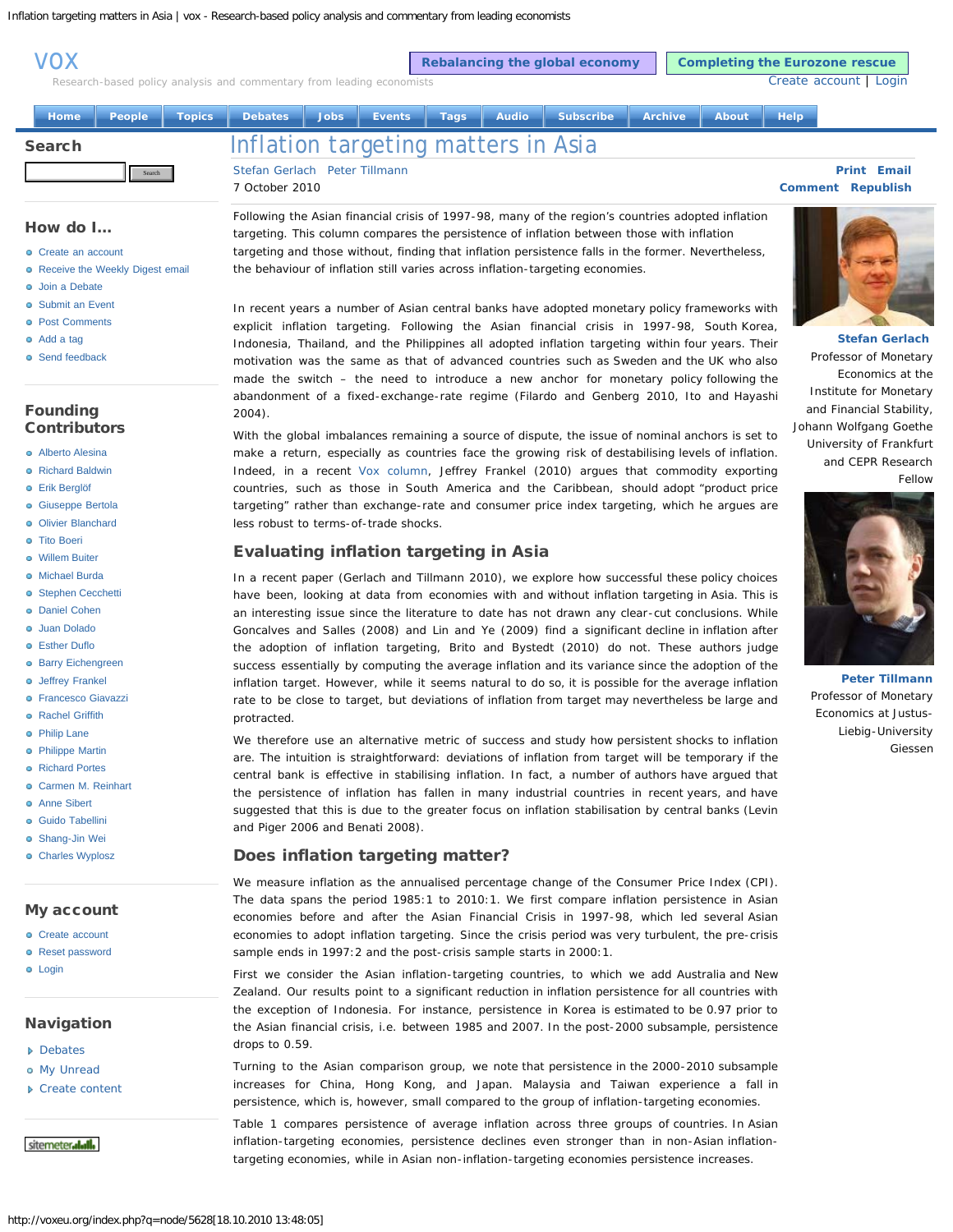# Inflation targeting matters in Asia

Stefan Gerlach, Peter Tillmann

7 October 2010

Following the Asian financial crisis of 1997-98, many of the region's countries adopted inflation targeting. This column compares the persistence of inflation between those with inflation targeting and those without, finding that inflation persistence falls in the former. Nevertheless, the behaviour of inflation still varies across inflation-targeting economies.

**Stefan Gerlach**
Professor of Monetary Economics at the Institute for Monetary and Financial Stability, Johann Wolfgang Goethe University of Frankfurt and CEPR Research Fellow

**Peter Tillmann**
Professor of Monetary Economics at Justus-Liebig-University Giessen

In recent years a number of Asian central banks have adopted monetary policy frameworks with explicit inflation targeting. Following the Asian financial crisis in 1997-98, South Korea, Indonesia, Thailand, and the Philippines all adopted inflation targeting within four years. Their motivation was the same as that of advanced countries such as Sweden and the UK who also made the switch – the need to introduce a new anchor for monetary policy following the abandonment of a fixed-exchange-rate regime (Filardo and Genberg 2010, Ito and Hayashi 2004).

With the global imbalances remaining a source of dispute, the issue of nominal anchors is set to make a return, especially as countries face the growing risk of destabilising levels of inflation. Indeed, in a recent Vox column, Jeffrey Frankel (2010) argues that commodity exporting countries, such as those in South America and the Caribbean, should adopt "product price targeting" rather than exchange-rate and consumer price index targeting, which he argues are less robust to terms-of-trade shocks.

## Evaluating inflation targeting in Asia

In a recent paper (Gerlach and Tillmann 2010), we explore how successful these policy choices have been, looking at data from economies with and without inflation targeting in Asia. This is an interesting issue since the literature to date has not drawn any clear-cut conclusions. While Goncalves and Salles (2008) and Lin and Ye (2009) find a significant decline in inflation after the adoption of inflation targeting, Brito and Bystedt (2010) do not. These authors judge success essentially by computing the average inflation and its variance since the adoption of the inflation target. However, while it seems natural to do so, it is possible for the average inflation rate to be close to target, but deviations of inflation from target may nevertheless be large and protracted.

We therefore use an alternative metric of success and study how persistent shocks to inflation are. The intuition is straightforward: deviations of inflation from target will be temporary if the central bank is effective in stabilising inflation. In fact, a number of authors have argued that the persistence of inflation has fallen in many industrial countries in recent years, and have suggested that this is due to the greater focus on inflation stabilisation by central banks (Levin and Piger 2006 and Benati 2008).

## Does inflation targeting matter?

We measure inflation as the annualised percentage change of the Consumer Price Index (CPI). The data spans the period 1985:1 to 2010:1. We first compare inflation persistence in Asian economies before and after the Asian Financial Crisis in 1997-98, which led several Asian economies to adopt inflation targeting. Since the crisis period was very turbulent, the pre-crisis sample ends in 1997:2 and the post-crisis sample starts in 2000:1.

First we consider the Asian inflation-targeting countries, to which we add Australia and New Zealand. Our results point to a significant reduction in inflation persistence for all countries with the exception of Indonesia. For instance, persistence in Korea is estimated to be 0.97 prior to the Asian financial crisis, i.e. between 1985 and 2007. In the post-2000 subsample, persistence drops to 0.59.

Turning to the Asian comparison group, we note that persistence in the 2000-2010 subsample increases for China, Hong Kong, and Japan. Malaysia and Taiwan experience a fall in persistence, which is, however, small compared to the group of inflation-targeting economies.

Table 1 compares persistence of average inflation across three groups of countries. In Asian inflation-targeting economies, persistence declines even stronger than in non-Asian inflation-targeting economies, while in Asian non-inflation-targeting economies persistence increases.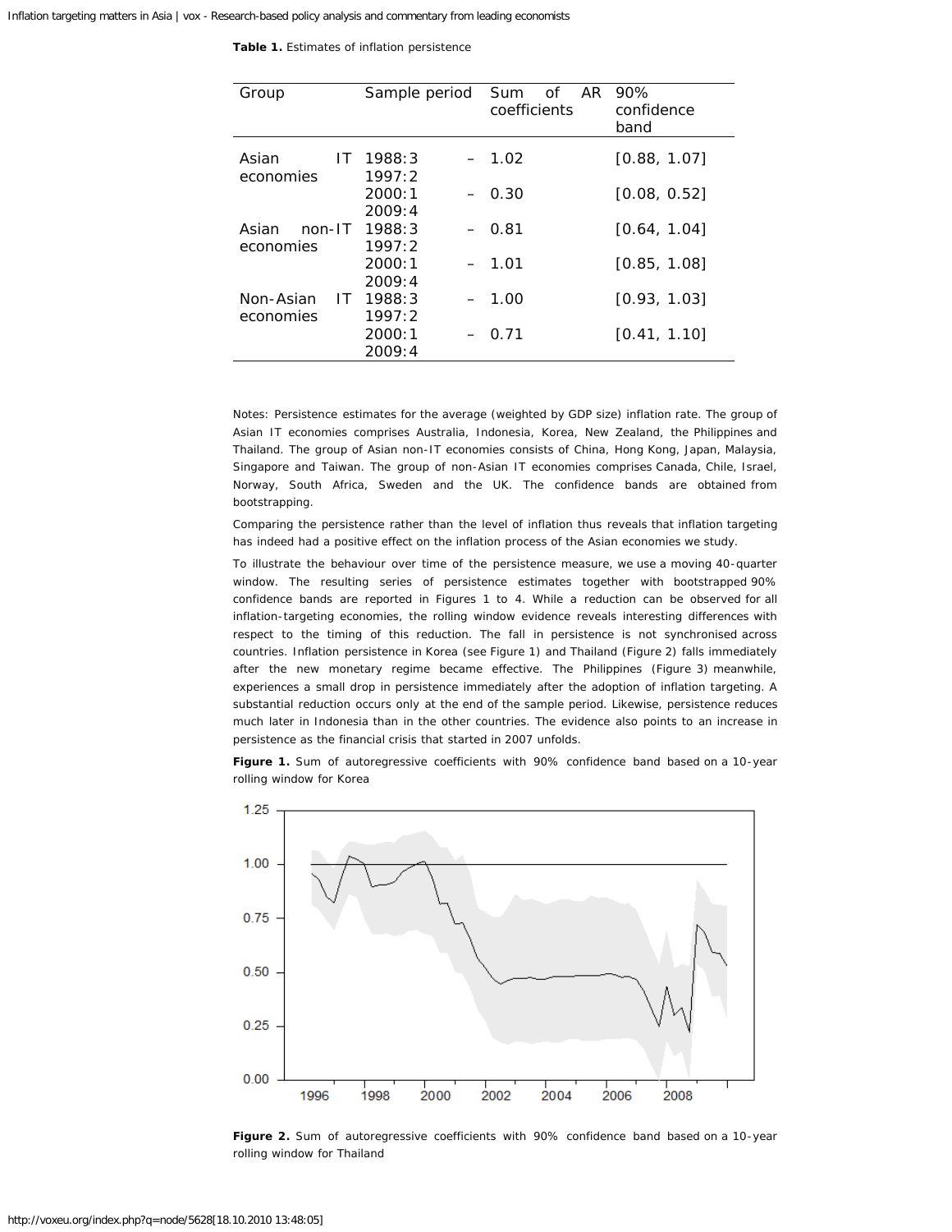**Table 1.** Estimates of inflation persistence

| Group | Sample period | Sum of AR coefficients | 90% confidence band |
|---|---|---|---|
| Asian IT economies | 1988:3 – 1997:2 | 1.02 | [0.88, 1.07] |
| | 2000:1 – 2009:4 | 0.30 | [0.08, 0.52] |
| Asian non-IT economies | 1988:3 – 1997:2 | 0.81 | [0.64, 1.04] |
| | 2000:1 – 2009:4 | 1.01 | [0.85, 1.08] |
| Non-Asian IT economies | 1988:3 – 1997:2 | 1.00 | [0.93, 1.03] |
| | 2000:1 – 2009:4 | 0.71 | [0.41, 1.10] |

Notes: Persistence estimates for the average (weighted by GDP size) inflation rate. The group of Asian IT economies comprises Australia, Indonesia, Korea, New Zealand, the Philippines and Thailand. The group of Asian non-IT economies consists of China, Hong Kong, Japan, Malaysia, Singapore and Taiwan. The group of non-Asian IT economies comprises Canada, Chile, Israel, Norway, South Africa, Sweden and the UK. The confidence bands are obtained from bootstrapping.

Comparing the persistence rather than the level of inflation thus reveals that inflation targeting has indeed had a positive effect on the inflation process of the Asian economies we study.

To illustrate the behaviour over time of the persistence measure, we use a moving 40-quarter window. The resulting series of persistence estimates together with bootstrapped 90% confidence bands are reported in Figures 1 to 4. While a reduction can be observed for all inflation-targeting economies, the rolling window evidence reveals interesting differences with respect to the timing of this reduction. The fall in persistence is not synchronised across countries. Inflation persistence in Korea (see Figure 1) and Thailand (Figure 2) falls immediately after the new monetary regime became effective. The Philippines (Figure 3) meanwhile, experiences a small drop in persistence immediately after the adoption of inflation targeting. A substantial reduction occurs only at the end of the sample period. Likewise, persistence reduces much later in Indonesia than in the other countries. The evidence also points to an increase in persistence as the financial crisis that started in 2007 unfolds.

**Figure 1.** Sum of autoregressive coefficients with 90% confidence band based on a 10-year rolling window for Korea

**Figure 2.** Sum of autoregressive coefficients with 90% confidence band based on a 10-year rolling window for Thailand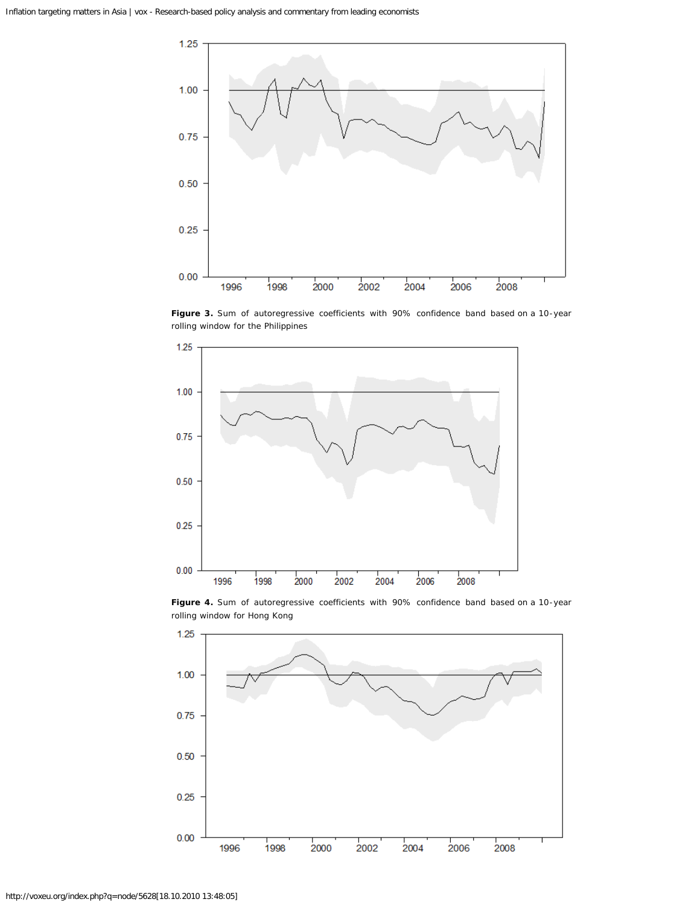**Figure 3.** Sum of autoregressive coefficients with 90% confidence band based on a 10-year rolling window for the Philippines

**Figure 4.** Sum of autoregressive coefficients with 90% confidence band based on a 10-year rolling window for Hong Kong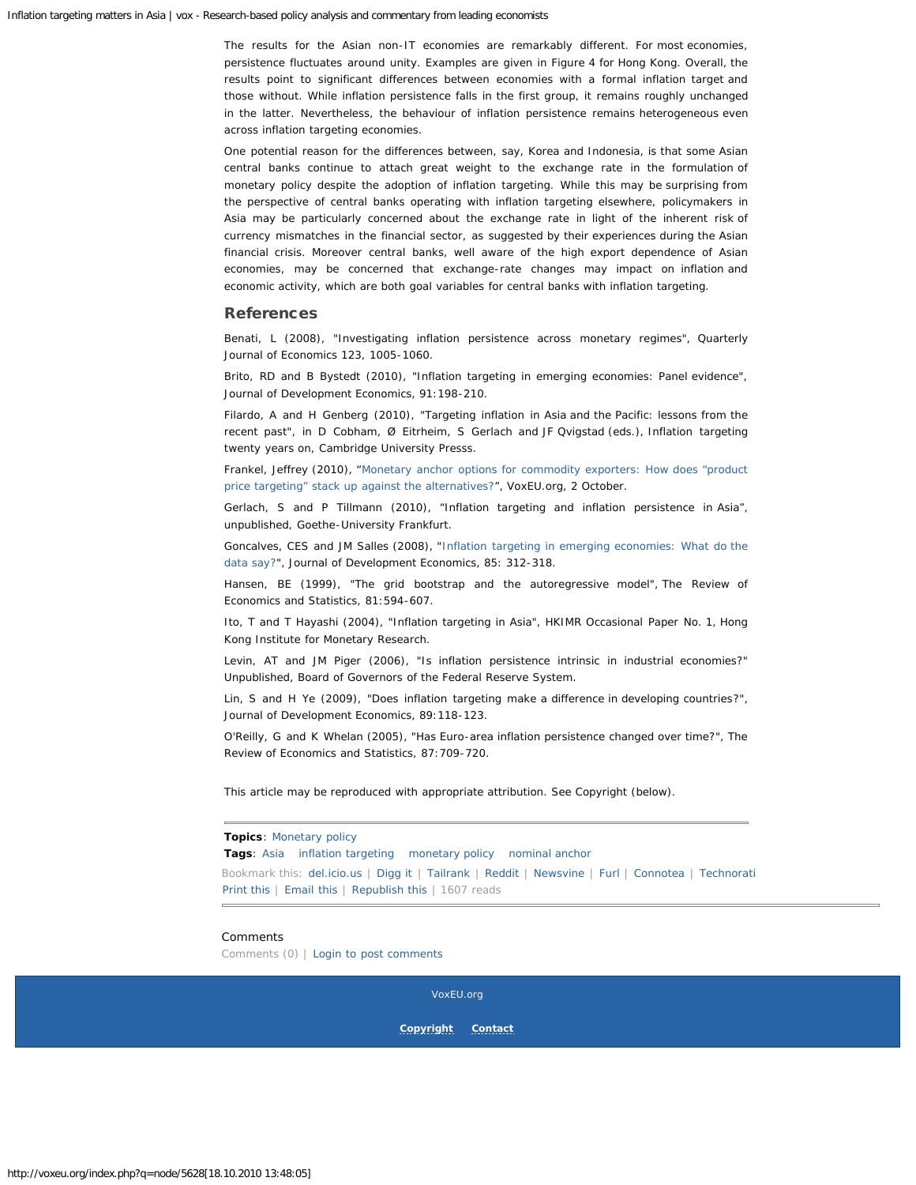The results for the Asian non-IT economies are remarkably different. For most economies, persistence fluctuates around unity. Examples are given in Figure 4 for Hong Kong. Overall, the results point to significant differences between economies with a formal inflation target and those without. While inflation persistence falls in the first group, it remains roughly unchanged in the latter. Nevertheless, the behaviour of inflation persistence remains heterogeneous even across inflation targeting economies.

One potential reason for the differences between, say, Korea and Indonesia, is that some Asian central banks continue to attach great weight to the exchange rate in the formulation of monetary policy despite the adoption of inflation targeting. While this may be surprising from the perspective of central banks operating with inflation targeting elsewhere, policymakers in Asia may be particularly concerned about the exchange rate in light of the inherent risk of currency mismatches in the financial sector, as suggested by their experiences during the Asian financial crisis. Moreover central banks, well aware of the high export dependence of Asian economies, may be concerned that exchange-rate changes may impact on inflation and economic activity, which are both goal variables for central banks with inflation targeting.

## References

Benati, L (2008), "Investigating inflation persistence across monetary regimes", Quarterly Journal of Economics 123, 1005-1060.

Brito, RD and B Bystedt (2010), "Inflation targeting in emerging economies: Panel evidence", Journal of Development Economics, 91:198-210.

Filardo, A and H Genberg (2010), "Targeting inflation in Asia and the Pacific: lessons from the recent past", in D Cobham, Ø Eitrheim, S Gerlach and JF Qvigstad (eds.), Inflation targeting twenty years on, Cambridge University Presss.

Frankel, Jeffrey (2010), "Monetary anchor options for commodity exporters: How does "product price targeting" stack up against the alternatives?", VoxEU.org, 2 October.

Gerlach, S and P Tillmann (2010), "Inflation targeting and inflation persistence in Asia", unpublished, Goethe-University Frankfurt.

Goncalves, CES and JM Salles (2008), "Inflation targeting in emerging economies: What do the data say?", Journal of Development Economics, 85: 312-318.

Hansen, BE (1999), "The grid bootstrap and the autoregressive model", The Review of Economics and Statistics, 81:594-607.

Ito, T and T Hayashi (2004), "Inflation targeting in Asia", HKIMR Occasional Paper No. 1, Hong Kong Institute for Monetary Research.

Levin, AT and JM Piger (2006), "Is inflation persistence intrinsic in industrial economies?" Unpublished, Board of Governors of the Federal Reserve System.

Lin, S and H Ye (2009), "Does inflation targeting make a difference in developing countries?", Journal of Development Economics, 89:118-123.

O'Reilly, G and K Whelan (2005), "Has Euro-area inflation persistence changed over time?", The Review of Economics and Statistics, 87:709-720.

This article may be reproduced with appropriate attribution. See Copyright (below).

**Topics**: Monetary policy

**Tags**: Asia inflation targeting monetary policy nominal anchor

Bookmark this: del.icio.us | Digg it | Tailrank | Reddit | Newsvine | Furl | Connotea | Technorati

Print this | Email this | Republish this | 1607 reads

Comments

Comments (0) | Login to post comments

VoxEU.org

Copyright Contact